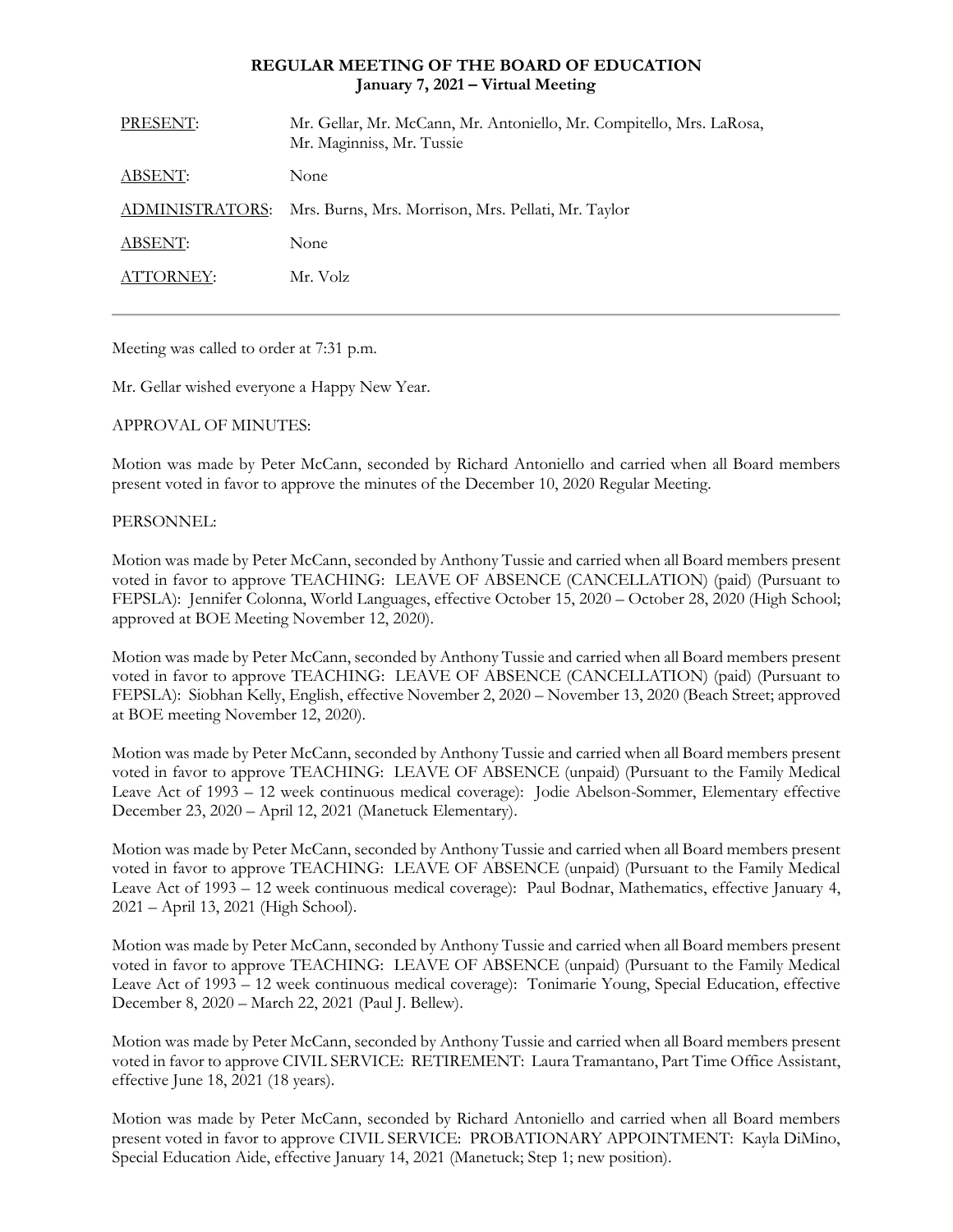# REGULAR MEETING OF THE BOARD OF EDUCATION
## January 7, 2021 – Virtual Meeting

| | |
|---|---|
| PRESENT: | Mr. Gellar, Mr. McCann, Mr. Antoniello, Mr. Compitello, Mrs. LaRosa, Mr. Maginniss, Mr. Tussie |
| ABSENT: | None |
| ADMINISTRATORS: | Mrs. Burns, Mrs. Morrison, Mrs. Pellati, Mr. Taylor |
| ABSENT: | None |
| ATTORNEY: | Mr. Volz |

---

Meeting was called to order at 7:31 p.m.

Mr. Gellar wished everyone a Happy New Year.

APPROVAL OF MINUTES:

Motion was made by Peter McCann, seconded by Richard Antoniello and carried when all Board members present voted in favor to approve the minutes of the December 10, 2020 Regular Meeting.

PERSONNEL:

Motion was made by Peter McCann, seconded by Anthony Tussie and carried when all Board members present voted in favor to approve TEACHING: LEAVE OF ABSENCE (CANCELLATION) (paid) (Pursuant to FEPSLA): Jennifer Colonna, World Languages, effective October 15, 2020 – October 28, 2020 (High School; approved at BOE Meeting November 12, 2020).

Motion was made by Peter McCann, seconded by Anthony Tussie and carried when all Board members present voted in favor to approve TEACHING: LEAVE OF ABSENCE (CANCELLATION) (paid) (Pursuant to FEPSLA): Siobhan Kelly, English, effective November 2, 2020 – November 13, 2020 (Beach Street; approved at BOE meeting November 12, 2020).

Motion was made by Peter McCann, seconded by Anthony Tussie and carried when all Board members present voted in favor to approve TEACHING: LEAVE OF ABSENCE (unpaid) (Pursuant to the Family Medical Leave Act of 1993 – 12 week continuous medical coverage): Jodie Abelson-Sommer, Elementary effective December 23, 2020 – April 12, 2021 (Manetuck Elementary).

Motion was made by Peter McCann, seconded by Anthony Tussie and carried when all Board members present voted in favor to approve TEACHING: LEAVE OF ABSENCE (unpaid) (Pursuant to the Family Medical Leave Act of 1993 – 12 week continuous medical coverage): Paul Bodnar, Mathematics, effective January 4, 2021 – April 13, 2021 (High School).

Motion was made by Peter McCann, seconded by Anthony Tussie and carried when all Board members present voted in favor to approve TEACHING: LEAVE OF ABSENCE (unpaid) (Pursuant to the Family Medical Leave Act of 1993 – 12 week continuous medical coverage): Tonimarie Young, Special Education, effective December 8, 2020 – March 22, 2021 (Paul J. Bellew).

Motion was made by Peter McCann, seconded by Anthony Tussie and carried when all Board members present voted in favor to approve CIVIL SERVICE: RETIREMENT: Laura Tramantano, Part Time Office Assistant, effective June 18, 2021 (18 years).

Motion was made by Peter McCann, seconded by Richard Antoniello and carried when all Board members present voted in favor to approve CIVIL SERVICE: PROBATIONARY APPOINTMENT: Kayla DiMino, Special Education Aide, effective January 14, 2021 (Manetuck; Step 1; new position).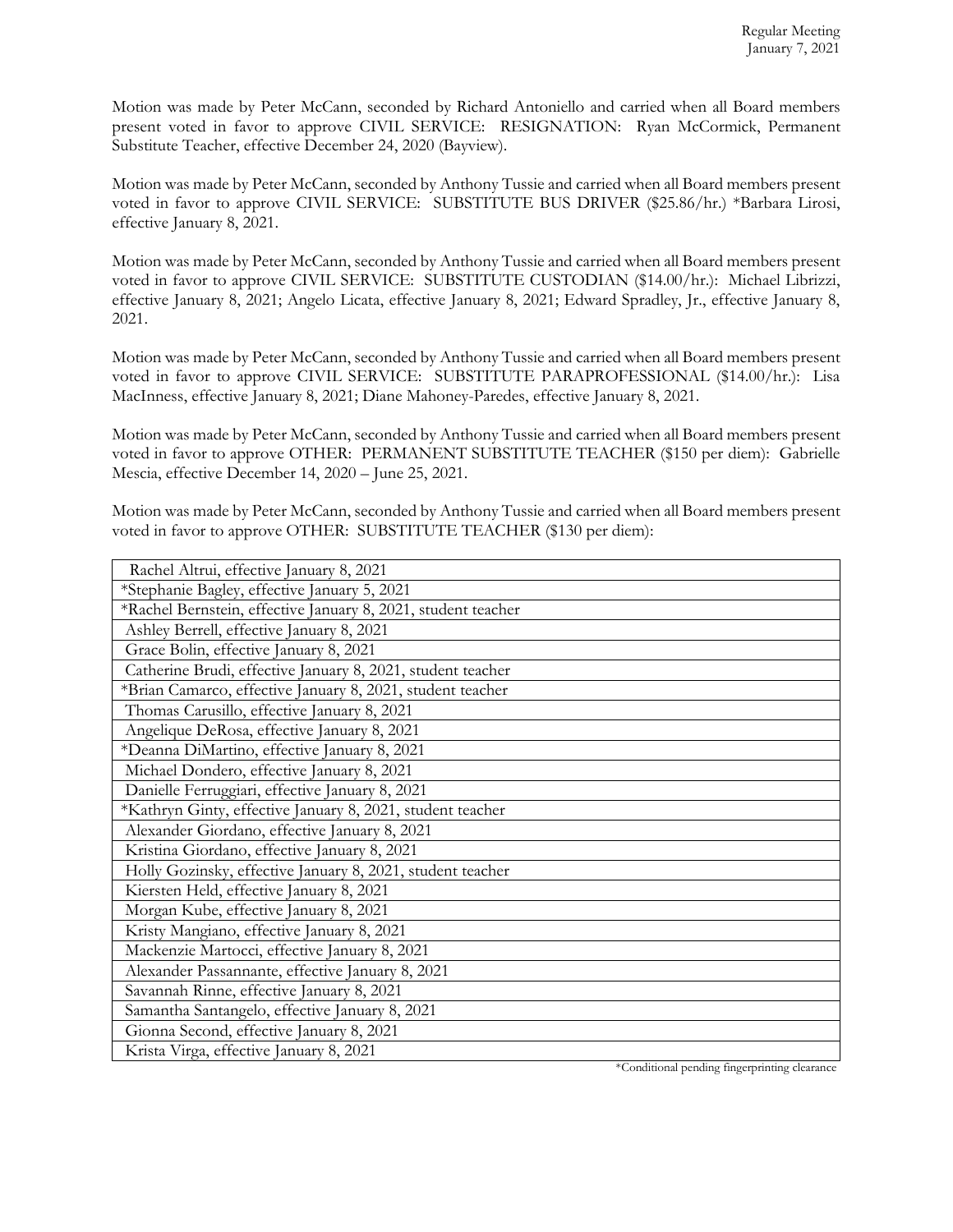Motion was made by Peter McCann, seconded by Richard Antoniello and carried when all Board members present voted in favor to approve CIVIL SERVICE: RESIGNATION: Ryan McCormick, Permanent Substitute Teacher, effective December 24, 2020 (Bayview).

Motion was made by Peter McCann, seconded by Anthony Tussie and carried when all Board members present voted in favor to approve CIVIL SERVICE: SUBSTITUTE BUS DRIVER ($25.86/hr.) *Barbara Lirosi, effective January 8, 2021.

Motion was made by Peter McCann, seconded by Anthony Tussie and carried when all Board members present voted in favor to approve CIVIL SERVICE: SUBSTITUTE CUSTODIAN ($14.00/hr.): Michael Librizzi, effective January 8, 2021; Angelo Licata, effective January 8, 2021; Edward Spradley, Jr., effective January 8, 2021.

Motion was made by Peter McCann, seconded by Anthony Tussie and carried when all Board members present voted in favor to approve CIVIL SERVICE: SUBSTITUTE PARAPROFESSIONAL ($14.00/hr.): Lisa MacInness, effective January 8, 2021; Diane Mahoney-Paredes, effective January 8, 2021.

Motion was made by Peter McCann, seconded by Anthony Tussie and carried when all Board members present voted in favor to approve OTHER: PERMANENT SUBSTITUTE TEACHER ($150 per diem): Gabrielle Mescia, effective December 14, 2020 – June 25, 2021.

Motion was made by Peter McCann, seconded by Anthony Tussie and carried when all Board members present voted in favor to approve OTHER: SUBSTITUTE TEACHER ($130 per diem):

| |
|---|
| Rachel Altrui, effective January 8, 2021 |
| *Stephanie Bagley, effective January 5, 2021 |
| *Rachel Bernstein, effective January 8, 2021, student teacher |
| Ashley Berrell, effective January 8, 2021 |
| Grace Bolin, effective January 8, 2021 |
| Catherine Brudi, effective January 8, 2021, student teacher |
| *Brian Camarco, effective January 8, 2021, student teacher |
| Thomas Carusillo, effective January 8, 2021 |
| Angelique DeRosa, effective January 8, 2021 |
| *Deanna DiMartino, effective January 8, 2021 |
| Michael Dondero, effective January 8, 2021 |
| Danielle Ferruggiari, effective January 8, 2021 |
| *Kathryn Ginty, effective January 8, 2021, student teacher |
| Alexander Giordano, effective January 8, 2021 |
| Kristina Giordano, effective January 8, 2021 |
| Holly Gozinsky, effective January 8, 2021, student teacher |
| Kiersten Held, effective January 8, 2021 |
| Morgan Kube, effective January 8, 2021 |
| Kristy Mangiano, effective January 8, 2021 |
| Mackenzie Martocci, effective January 8, 2021 |
| Alexander Passannante, effective January 8, 2021 |
| Savannah Rinne, effective January 8, 2021 |
| Samantha Santangelo, effective January 8, 2021 |
| Gionna Second, effective January 8, 2021 |
| Krista Virga, effective January 8, 2021 |

*Conditional pending fingerprinting clearance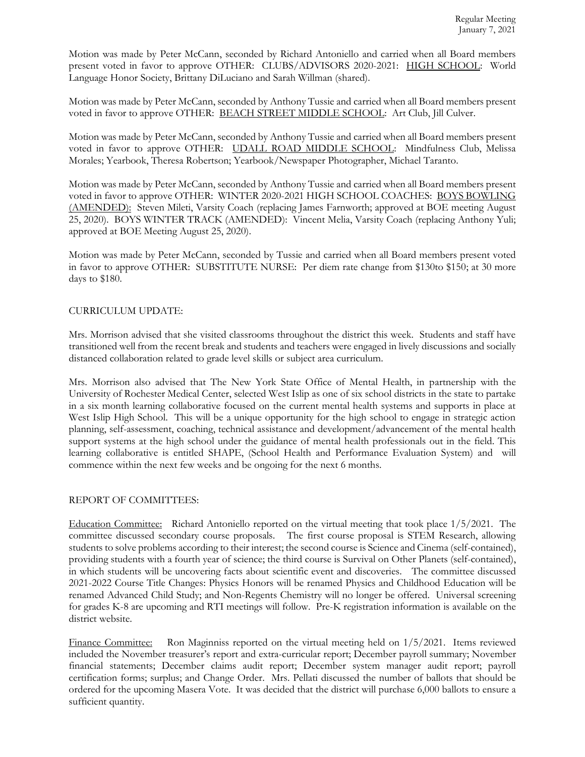Motion was made by Peter McCann, seconded by Richard Antoniello and carried when all Board members present voted in favor to approve OTHER: CLUBS/ADVISORS 2020-2021: HIGH SCHOOL: World Language Honor Society, Brittany DiLuciano and Sarah Willman (shared).

Motion was made by Peter McCann, seconded by Anthony Tussie and carried when all Board members present voted in favor to approve OTHER: BEACH STREET MIDDLE SCHOOL: Art Club, Jill Culver.

Motion was made by Peter McCann, seconded by Anthony Tussie and carried when all Board members present voted in favor to approve OTHER: UDALL ROAD MIDDLE SCHOOL: Mindfulness Club, Melissa Morales; Yearbook, Theresa Robertson; Yearbook/Newspaper Photographer, Michael Taranto.

Motion was made by Peter McCann, seconded by Anthony Tussie and carried when all Board members present voted in favor to approve OTHER: WINTER 2020-2021 HIGH SCHOOL COACHES: BOYS BOWLING (AMENDED): Steven Mileti, Varsity Coach (replacing James Farnworth; approved at BOE meeting August 25, 2020). BOYS WINTER TRACK (AMENDED): Vincent Melia, Varsity Coach (replacing Anthony Yuli; approved at BOE Meeting August 25, 2020).

Motion was made by Peter McCann, seconded by Tussie and carried when all Board members present voted in favor to approve OTHER: SUBSTITUTE NURSE: Per diem rate change from $130to $150; at 30 more days to $180.

CURRICULUM UPDATE:

Mrs. Morrison advised that she visited classrooms throughout the district this week. Students and staff have transitioned well from the recent break and students and teachers were engaged in lively discussions and socially distanced collaboration related to grade level skills or subject area curriculum.

Mrs. Morrison also advised that The New York State Office of Mental Health, in partnership with the University of Rochester Medical Center, selected West Islip as one of six school districts in the state to partake in a six month learning collaborative focused on the current mental health systems and supports in place at West Islip High School. This will be a unique opportunity for the high school to engage in strategic action planning, self-assessment, coaching, technical assistance and development/advancement of the mental health support systems at the high school under the guidance of mental health professionals out in the field. This learning collaborative is entitled SHAPE, (School Health and Performance Evaluation System) and will commence within the next few weeks and be ongoing for the next 6 months.

REPORT OF COMMITTEES:

Education Committee: Richard Antoniello reported on the virtual meeting that took place 1/5/2021. The committee discussed secondary course proposals. The first course proposal is STEM Research, allowing students to solve problems according to their interest; the second course is Science and Cinema (self-contained), providing students with a fourth year of science; the third course is Survival on Other Planets (self-contained), in which students will be uncovering facts about scientific event and discoveries. The committee discussed 2021-2022 Course Title Changes: Physics Honors will be renamed Physics and Childhood Education will be renamed Advanced Child Study; and Non-Regents Chemistry will no longer be offered. Universal screening for grades K-8 are upcoming and RTI meetings will follow. Pre-K registration information is available on the district website.

Finance Committee: Ron Maginniss reported on the virtual meeting held on 1/5/2021. Items reviewed included the November treasurer's report and extra-curricular report; December payroll summary; November financial statements; December claims audit report; December system manager audit report; payroll certification forms; surplus; and Change Order. Mrs. Pellati discussed the number of ballots that should be ordered for the upcoming Masera Vote. It was decided that the district will purchase 6,000 ballots to ensure a sufficient quantity.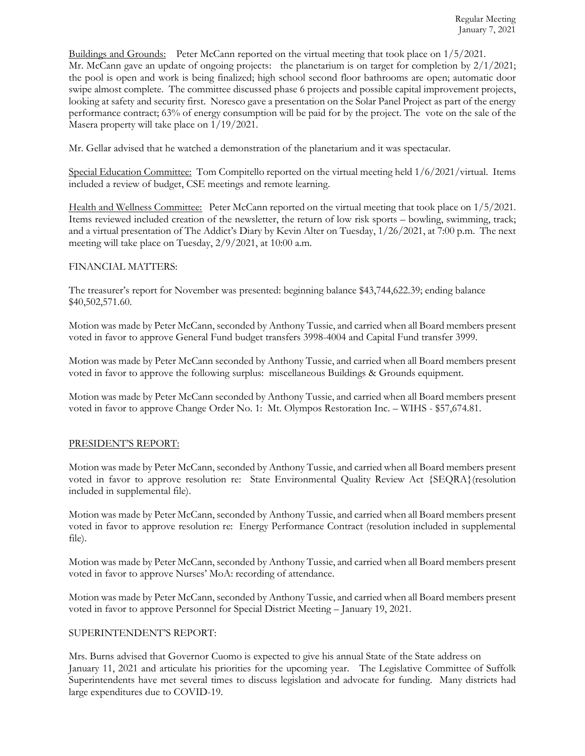Buildings and Grounds: Peter McCann reported on the virtual meeting that took place on 1/5/2021. Mr. McCann gave an update of ongoing projects: the planetarium is on target for completion by 2/1/2021; the pool is open and work is being finalized; high school second floor bathrooms are open; automatic door swipe almost complete. The committee discussed phase 6 projects and possible capital improvement projects, looking at safety and security first. Noresco gave a presentation on the Solar Panel Project as part of the energy performance contract; 63% of energy consumption will be paid for by the project. The vote on the sale of the Masera property will take place on 1/19/2021.

Mr. Gellar advised that he watched a demonstration of the planetarium and it was spectacular.

Special Education Committee: Tom Compitello reported on the virtual meeting held 1/6/2021/virtual. Items included a review of budget, CSE meetings and remote learning.

Health and Wellness Committee: Peter McCann reported on the virtual meeting that took place on 1/5/2021. Items reviewed included creation of the newsletter, the return of low risk sports – bowling, swimming, track; and a virtual presentation of The Addict's Diary by Kevin Alter on Tuesday, 1/26/2021, at 7:00 p.m. The next meeting will take place on Tuesday, 2/9/2021, at 10:00 a.m.

FINANCIAL MATTERS:

The treasurer's report for November was presented: beginning balance $43,744,622.39; ending balance $40,502,571.60.

Motion was made by Peter McCann, seconded by Anthony Tussie, and carried when all Board members present voted in favor to approve General Fund budget transfers 3998-4004 and Capital Fund transfer 3999.

Motion was made by Peter McCann seconded by Anthony Tussie, and carried when all Board members present voted in favor to approve the following surplus: miscellaneous Buildings & Grounds equipment.

Motion was made by Peter McCann seconded by Anthony Tussie, and carried when all Board members present voted in favor to approve Change Order No. 1: Mt. Olympos Restoration Inc. – WIHS - $57,674.81.

PRESIDENT'S REPORT:

Motion was made by Peter McCann, seconded by Anthony Tussie, and carried when all Board members present voted in favor to approve resolution re: State Environmental Quality Review Act {SEQRA}(resolution included in supplemental file).

Motion was made by Peter McCann, seconded by Anthony Tussie, and carried when all Board members present voted in favor to approve resolution re: Energy Performance Contract (resolution included in supplemental file).

Motion was made by Peter McCann, seconded by Anthony Tussie, and carried when all Board members present voted in favor to approve Nurses' MoA: recording of attendance.

Motion was made by Peter McCann, seconded by Anthony Tussie, and carried when all Board members present voted in favor to approve Personnel for Special District Meeting – January 19, 2021.

SUPERINTENDENT'S REPORT:

Mrs. Burns advised that Governor Cuomo is expected to give his annual State of the State address on January 11, 2021 and articulate his priorities for the upcoming year. The Legislative Committee of Suffolk Superintendents have met several times to discuss legislation and advocate for funding. Many districts had large expenditures due to COVID-19.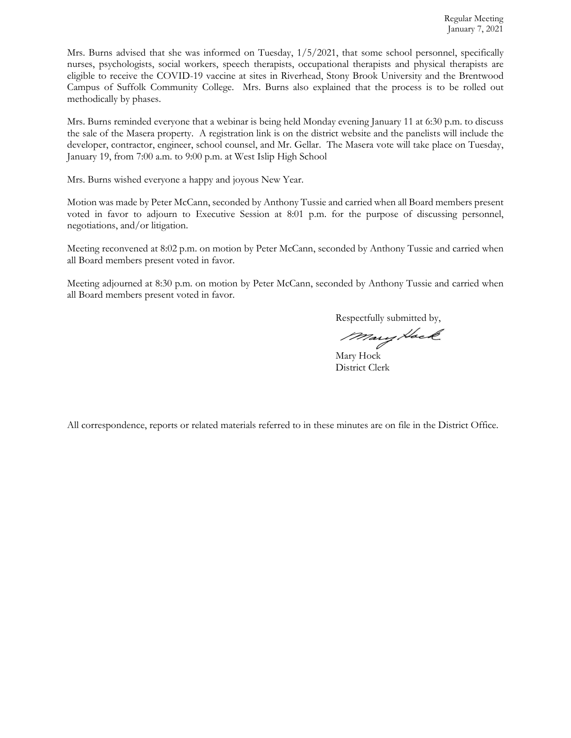Mrs. Burns advised that she was informed on Tuesday, 1/5/2021, that some school personnel, specifically nurses, psychologists, social workers, speech therapists, occupational therapists and physical therapists are eligible to receive the COVID-19 vaccine at sites in Riverhead, Stony Brook University and the Brentwood Campus of Suffolk Community College. Mrs. Burns also explained that the process is to be rolled out methodically by phases.

Mrs. Burns reminded everyone that a webinar is being held Monday evening January 11 at 6:30 p.m. to discuss the sale of the Masera property. A registration link is on the district website and the panelists will include the developer, contractor, engineer, school counsel, and Mr. Gellar. The Masera vote will take place on Tuesday, January 19, from 7:00 a.m. to 9:00 p.m. at West Islip High School

Mrs. Burns wished everyone a happy and joyous New Year.

Motion was made by Peter McCann, seconded by Anthony Tussie and carried when all Board members present voted in favor to adjourn to Executive Session at 8:01 p.m. for the purpose of discussing personnel, negotiations, and/or litigation.

Meeting reconvened at 8:02 p.m. on motion by Peter McCann, seconded by Anthony Tussie and carried when all Board members present voted in favor.

Meeting adjourned at 8:30 p.m. on motion by Peter McCann, seconded by Anthony Tussie and carried when all Board members present voted in favor.

Respectfully submitted by,

Mary Hock

Mary Hock
District Clerk

All correspondence, reports or related materials referred to in these minutes are on file in the District Office.